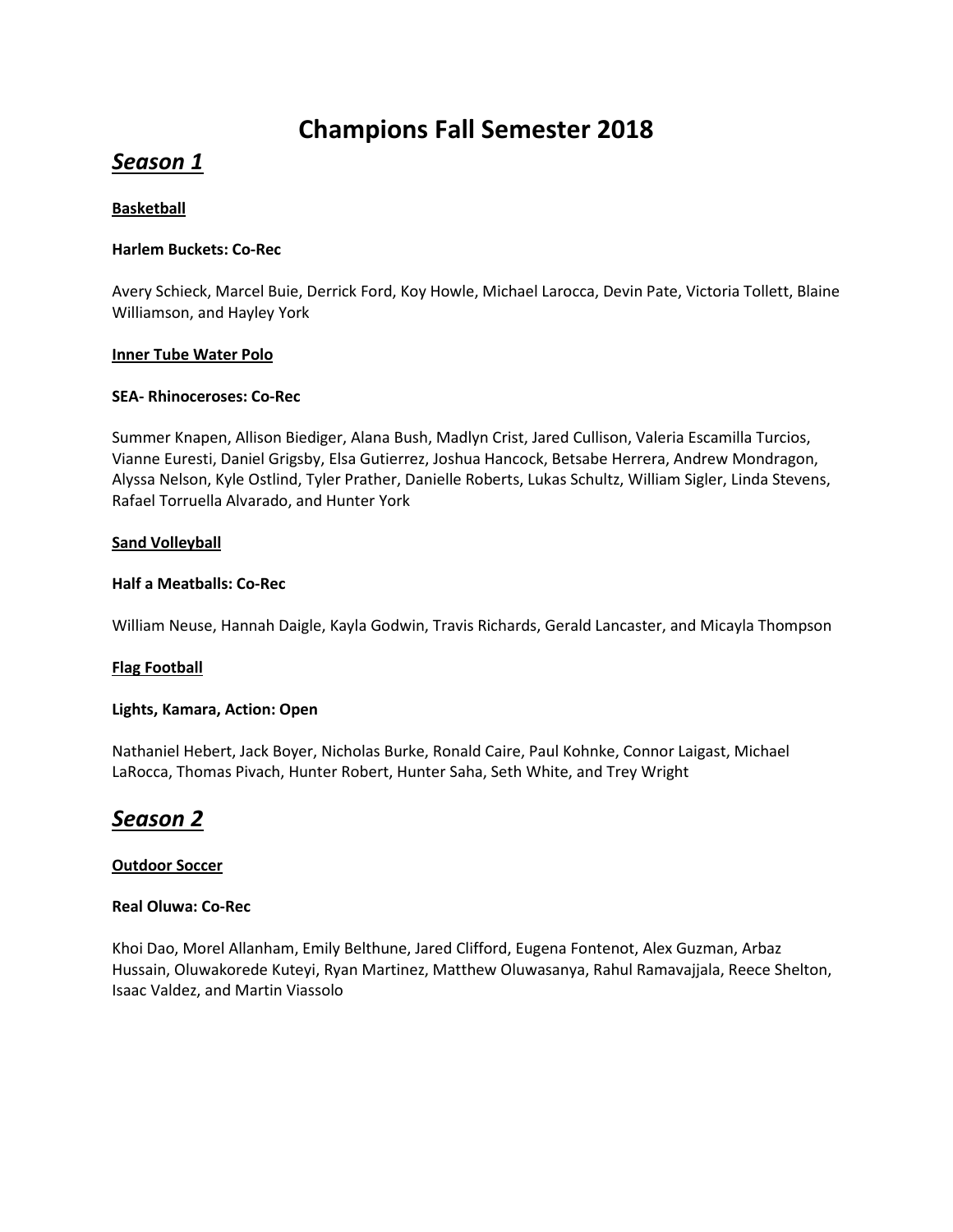# Champions Fall Semester 2018

## ***Season 1***

**Basketball**

**Harlem Buckets: Co-Rec**

Avery Schieck, Marcel Buie, Derrick Ford, Koy Howle, Michael Larocca, Devin Pate, Victoria Tollett, Blaine Williamson, and Hayley York

**Inner Tube Water Polo**

**SEA- Rhinoceroses: Co-Rec**

Summer Knapen, Allison Biediger, Alana Bush, Madlyn Crist, Jared Cullison, Valeria Escamilla Turcios, Vianne Euresti, Daniel Grigsby, Elsa Gutierrez, Joshua Hancock, Betsabe Herrera, Andrew Mondragon, Alyssa Nelson, Kyle Ostlind, Tyler Prather, Danielle Roberts, Lukas Schultz, William Sigler, Linda Stevens, Rafael Torruella Alvarado, and Hunter York

**Sand Volleyball**

**Half a Meatballs: Co-Rec**

William Neuse, Hannah Daigle, Kayla Godwin, Travis Richards, Gerald Lancaster, and Micayla Thompson

**Flag Football**

**Lights, Kamara, Action: Open**

Nathaniel Hebert, Jack Boyer, Nicholas Burke, Ronald Caire, Paul Kohnke, Connor Laigast, Michael LaRocca, Thomas Pivach, Hunter Robert, Hunter Saha, Seth White, and Trey Wright

## ***Season 2***

**Outdoor Soccer**

**Real Oluwa: Co-Rec**

Khoi Dao, Morel Allanham, Emily Belthune, Jared Clifford, Eugena Fontenot, Alex Guzman, Arbaz Hussain, Oluwakorede Kuteyi, Ryan Martinez, Matthew Oluwasanya, Rahul Ramavajjala, Reece Shelton, Isaac Valdez, and Martin Viassolo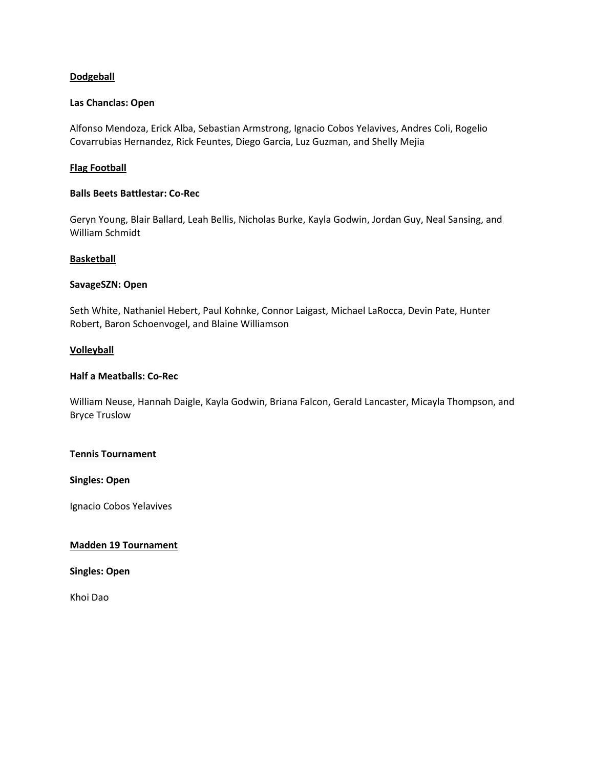## Dodgeball

**Las Chanclas: Open**

Alfonso Mendoza, Erick Alba, Sebastian Armstrong, Ignacio Cobos Yelavives, Andres Coli, Rogelio Covarrubias Hernandez, Rick Feuntes, Diego Garcia, Luz Guzman, and Shelly Mejia

## Flag Football

**Balls Beets Battlestar: Co-Rec**

Geryn Young, Blair Ballard, Leah Bellis, Nicholas Burke, Kayla Godwin, Jordan Guy, Neal Sansing, and William Schmidt

## Basketball

**SavageSZN: Open**

Seth White, Nathaniel Hebert, Paul Kohnke, Connor Laigast, Michael LaRocca, Devin Pate, Hunter Robert, Baron Schoenvogel, and Blaine Williamson

## Volleyball

**Half a Meatballs: Co-Rec**

William Neuse, Hannah Daigle, Kayla Godwin, Briana Falcon, Gerald Lancaster, Micayla Thompson, and Bryce Truslow

## Tennis Tournament

**Singles: Open**

Ignacio Cobos Yelavives

## Madden 19 Tournament

**Singles: Open**

Khoi Dao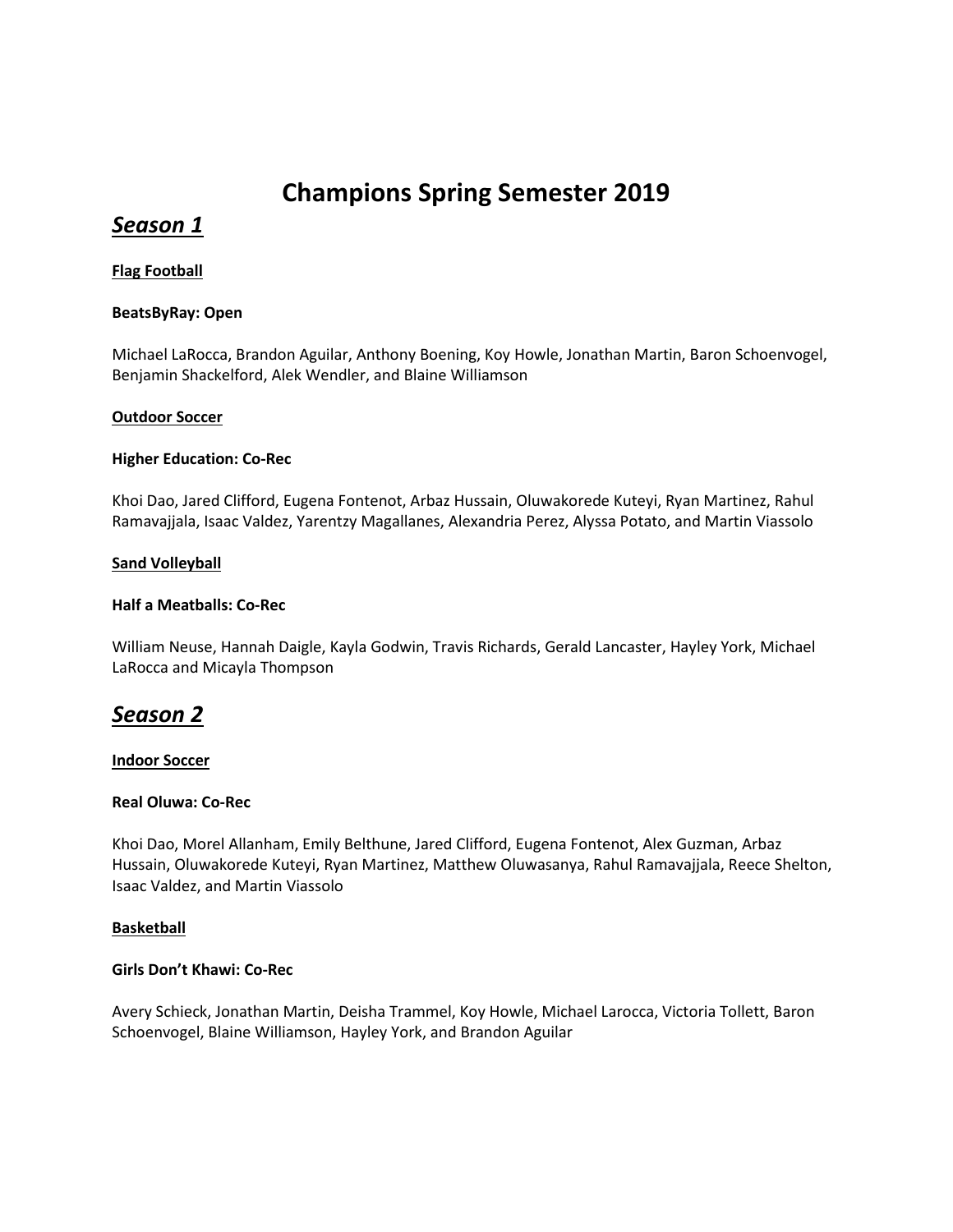# Champions Spring Semester 2019

## *Season 1*

**Flag Football**

**BeatsByRay: Open**

Michael LaRocca, Brandon Aguilar, Anthony Boening, Koy Howle, Jonathan Martin, Baron Schoenvogel, Benjamin Shackelford, Alek Wendler, and Blaine Williamson

**Outdoor Soccer**

**Higher Education: Co-Rec**

Khoi Dao, Jared Clifford, Eugena Fontenot, Arbaz Hussain, Oluwakorede Kuteyi, Ryan Martinez, Rahul Ramavajjala, Isaac Valdez, Yarentzy Magallanes, Alexandria Perez, Alyssa Potato, and Martin Viassolo

**Sand Volleyball**

**Half a Meatballs: Co-Rec**

William Neuse, Hannah Daigle, Kayla Godwin, Travis Richards, Gerald Lancaster, Hayley York, Michael LaRocca and Micayla Thompson

## *Season 2*

**Indoor Soccer**

**Real Oluwa: Co-Rec**

Khoi Dao, Morel Allanham, Emily Belthune, Jared Clifford, Eugena Fontenot, Alex Guzman, Arbaz Hussain, Oluwakorede Kuteyi, Ryan Martinez, Matthew Oluwasanya, Rahul Ramavajjala, Reece Shelton, Isaac Valdez, and Martin Viassolo

**Basketball**

**Girls Don't Khawi: Co-Rec**

Avery Schieck, Jonathan Martin, Deisha Trammel, Koy Howle, Michael Larocca, Victoria Tollett, Baron Schoenvogel, Blaine Williamson, Hayley York, and Brandon Aguilar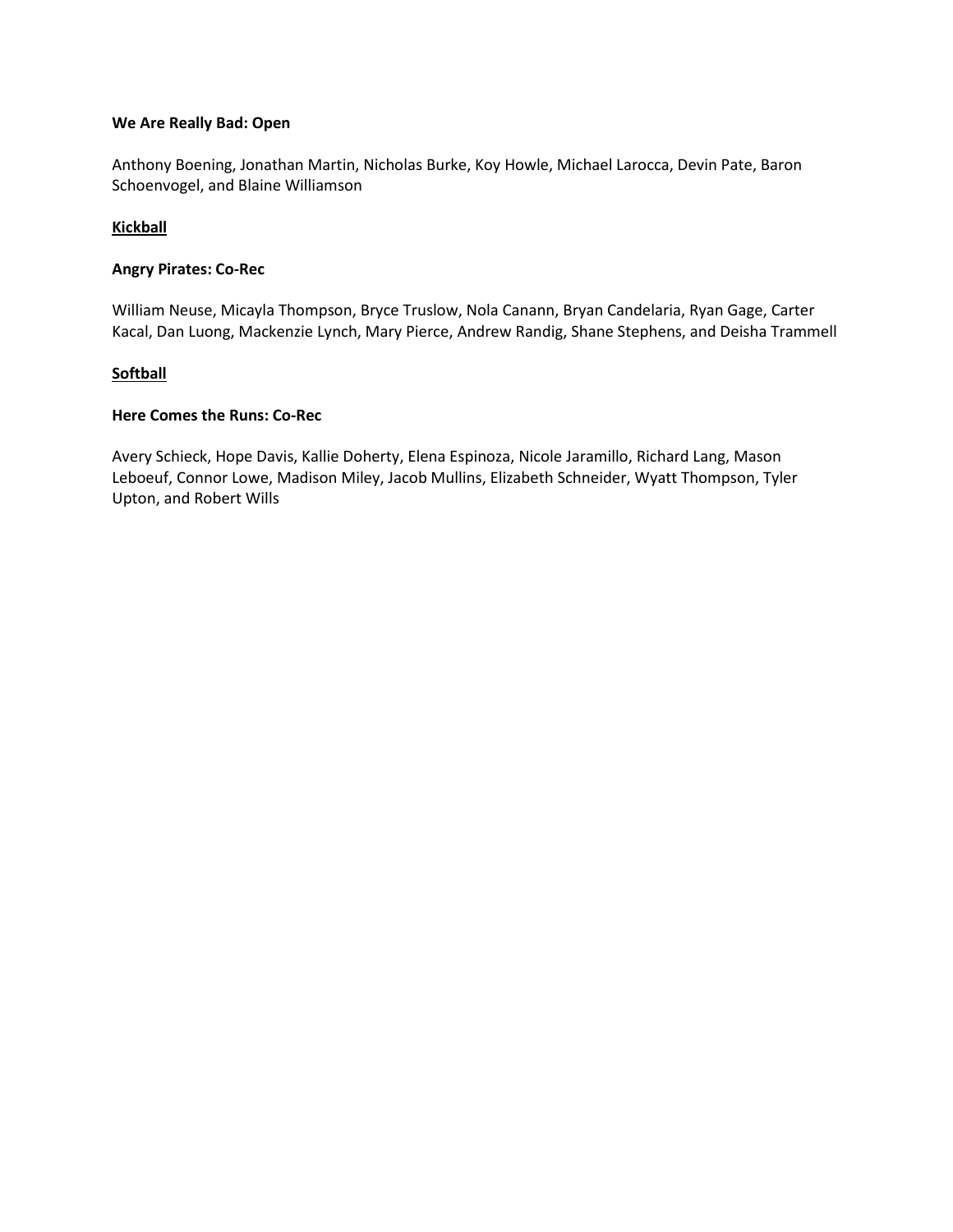**We Are Really Bad: Open**

Anthony Boening, Jonathan Martin, Nicholas Burke, Koy Howle, Michael Larocca, Devin Pate, Baron Schoenvogel, and Blaine Williamson

**Kickball**

**Angry Pirates: Co-Rec**

William Neuse, Micayla Thompson, Bryce Truslow, Nola Canann, Bryan Candelaria, Ryan Gage, Carter Kacal, Dan Luong, Mackenzie Lynch, Mary Pierce, Andrew Randig, Shane Stephens, and Deisha Trammell

**Softball**

**Here Comes the Runs: Co-Rec**

Avery Schieck, Hope Davis, Kallie Doherty, Elena Espinoza, Nicole Jaramillo, Richard Lang, Mason Leboeuf, Connor Lowe, Madison Miley, Jacob Mullins, Elizabeth Schneider, Wyatt Thompson, Tyler Upton, and Robert Wills